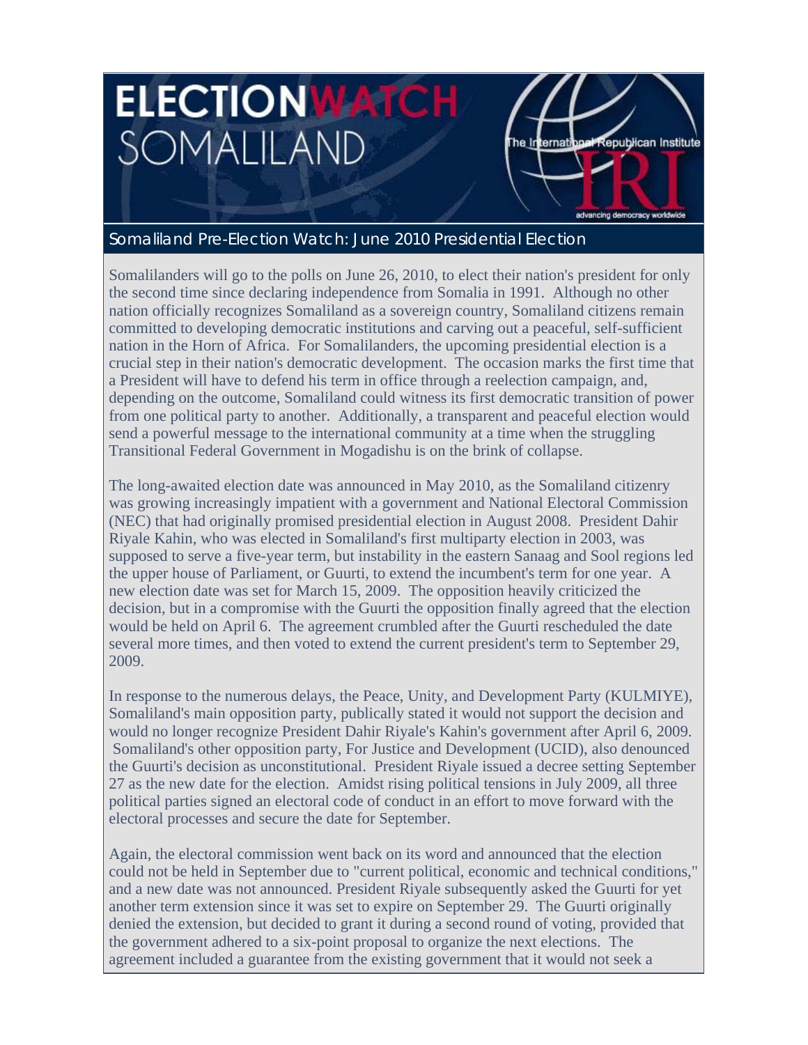# ELECTIONWATCH SOMALILAND

The International Republican Institute
IRI
advancing democracy worldwide

## Somaliland Pre-Election Watch: June 2010 Presidential Election

Somalilanders will go to the polls on June 26, 2010, to elect their nation's president for only the second time since declaring independence from Somalia in 1991. Although no other nation officially recognizes Somaliland as a sovereign country, Somaliland citizens remain committed to developing democratic institutions and carving out a peaceful, self-sufficient nation in the Horn of Africa. For Somalilanders, the upcoming presidential election is a crucial step in their nation's democratic development. The occasion marks the first time that a President will have to defend his term in office through a reelection campaign, and, depending on the outcome, Somaliland could witness its first democratic transition of power from one political party to another. Additionally, a transparent and peaceful election would send a powerful message to the international community at a time when the struggling Transitional Federal Government in Mogadishu is on the brink of collapse.

The long-awaited election date was announced in May 2010, as the Somaliland citizenry was growing increasingly impatient with a government and National Electoral Commission (NEC) that had originally promised presidential election in August 2008. President Dahir Riyale Kahin, who was elected in Somaliland's first multiparty election in 2003, was supposed to serve a five-year term, but instability in the eastern Sanaag and Sool regions led the upper house of Parliament, or Guurti, to extend the incumbent's term for one year. A new election date was set for March 15, 2009. The opposition heavily criticized the decision, but in a compromise with the Guurti the opposition finally agreed that the election would be held on April 6. The agreement crumbled after the Guurti rescheduled the date several more times, and then voted to extend the current president's term to September 29, 2009.

In response to the numerous delays, the Peace, Unity, and Development Party (KULMIYE), Somaliland's main opposition party, publically stated it would not support the decision and would no longer recognize President Dahir Riyale's Kahin's government after April 6, 2009. Somaliland's other opposition party, For Justice and Development (UCID), also denounced the Guurti's decision as unconstitutional. President Riyale issued a decree setting September 27 as the new date for the election. Amidst rising political tensions in July 2009, all three political parties signed an electoral code of conduct in an effort to move forward with the electoral processes and secure the date for September.

Again, the electoral commission went back on its word and announced that the election could not be held in September due to "current political, economic and technical conditions," and a new date was not announced. President Riyale subsequently asked the Guurti for yet another term extension since it was set to expire on September 29. The Guurti originally denied the extension, but decided to grant it during a second round of voting, provided that the government adhered to a six-point proposal to organize the next elections. The agreement included a guarantee from the existing government that it would not seek a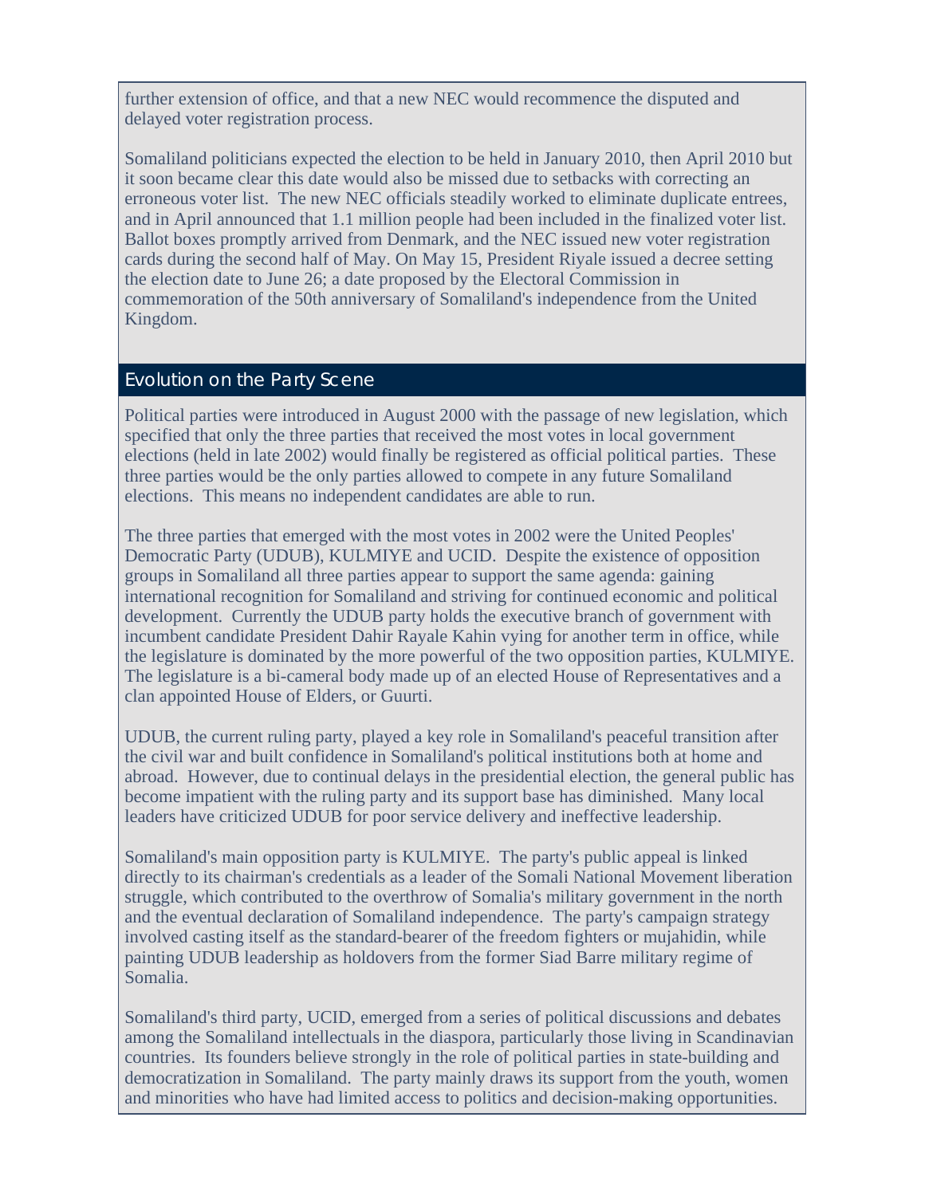further extension of office, and that a new NEC would recommence the disputed and delayed voter registration process.

Somaliland politicians expected the election to be held in January 2010, then April 2010 but it soon became clear this date would also be missed due to setbacks with correcting an erroneous voter list. The new NEC officials steadily worked to eliminate duplicate entrees, and in April announced that 1.1 million people had been included in the finalized voter list. Ballot boxes promptly arrived from Denmark, and the NEC issued new voter registration cards during the second half of May. On May 15, President Riyale issued a decree setting the election date to June 26; a date proposed by the Electoral Commission in commemoration of the 50th anniversary of Somaliland's independence from the United Kingdom.

## Evolution on the Party Scene

Political parties were introduced in August 2000 with the passage of new legislation, which specified that only the three parties that received the most votes in local government elections (held in late 2002) would finally be registered as official political parties. These three parties would be the only parties allowed to compete in any future Somaliland elections. This means no independent candidates are able to run.

The three parties that emerged with the most votes in 2002 were the United Peoples' Democratic Party (UDUB), KULMIYE and UCID. Despite the existence of opposition groups in Somaliland all three parties appear to support the same agenda: gaining international recognition for Somaliland and striving for continued economic and political development. Currently the UDUB party holds the executive branch of government with incumbent candidate President Dahir Rayale Kahin vying for another term in office, while the legislature is dominated by the more powerful of the two opposition parties, KULMIYE. The legislature is a bi-cameral body made up of an elected House of Representatives and a clan appointed House of Elders, or Guurti.

UDUB, the current ruling party, played a key role in Somaliland's peaceful transition after the civil war and built confidence in Somaliland's political institutions both at home and abroad. However, due to continual delays in the presidential election, the general public has become impatient with the ruling party and its support base has diminished. Many local leaders have criticized UDUB for poor service delivery and ineffective leadership.

Somaliland's main opposition party is KULMIYE. The party's public appeal is linked directly to its chairman's credentials as a leader of the Somali National Movement liberation struggle, which contributed to the overthrow of Somalia's military government in the north and the eventual declaration of Somaliland independence. The party's campaign strategy involved casting itself as the standard-bearer of the freedom fighters or mujahidin, while painting UDUB leadership as holdovers from the former Siad Barre military regime of Somalia.

Somaliland's third party, UCID, emerged from a series of political discussions and debates among the Somaliland intellectuals in the diaspora, particularly those living in Scandinavian countries. Its founders believe strongly in the role of political parties in state-building and democratization in Somaliland. The party mainly draws its support from the youth, women and minorities who have had limited access to politics and decision-making opportunities.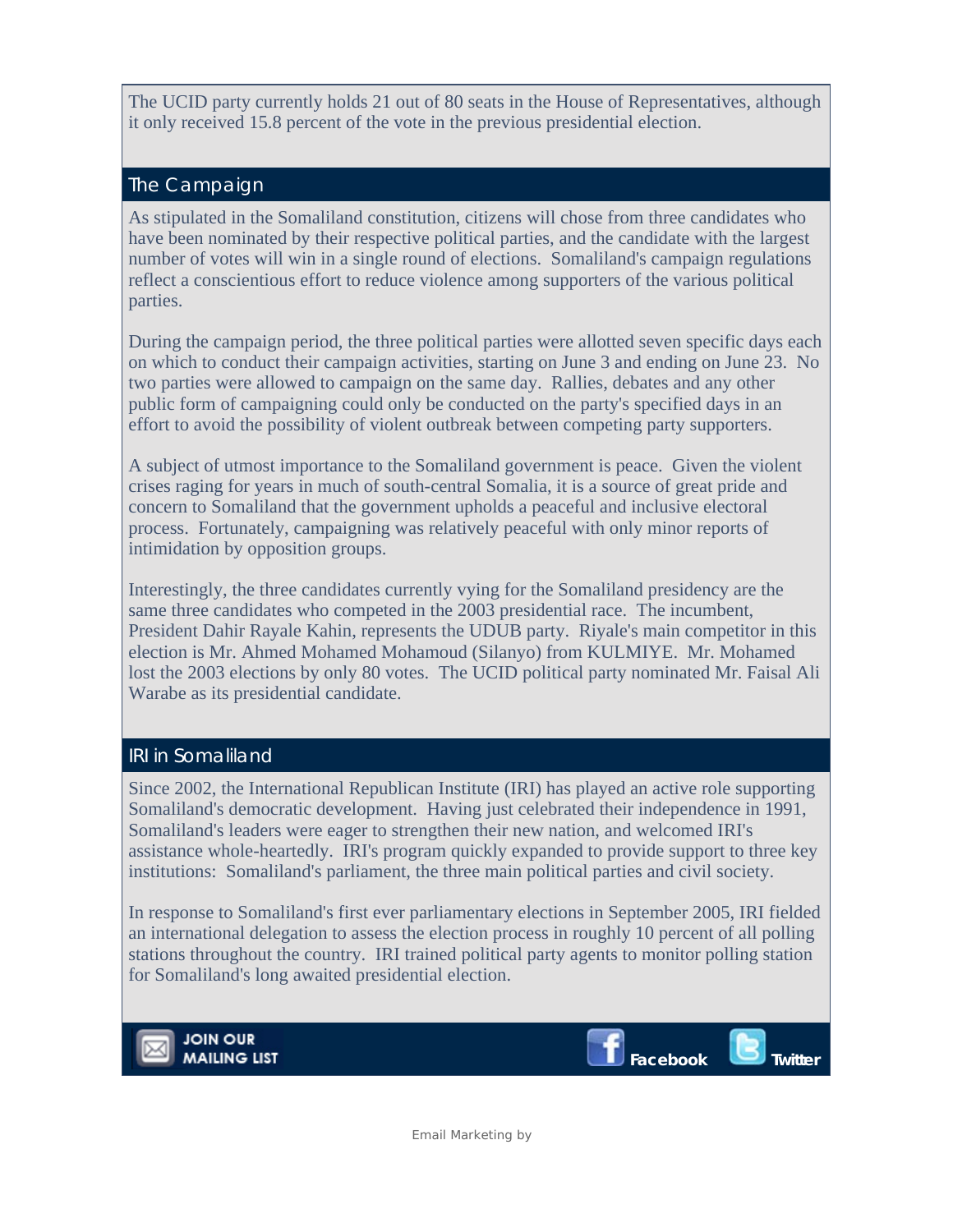The UCID party currently holds 21 out of 80 seats in the House of Representatives, although it only received 15.8 percent of the vote in the previous presidential election.

## The Campaign

As stipulated in the Somaliland constitution, citizens will chose from three candidates who have been nominated by their respective political parties, and the candidate with the largest number of votes will win in a single round of elections. Somaliland's campaign regulations reflect a conscientious effort to reduce violence among supporters of the various political parties.

During the campaign period, the three political parties were allotted seven specific days each on which to conduct their campaign activities, starting on June 3 and ending on June 23. No two parties were allowed to campaign on the same day. Rallies, debates and any other public form of campaigning could only be conducted on the party's specified days in an effort to avoid the possibility of violent outbreak between competing party supporters.

A subject of utmost importance to the Somaliland government is peace. Given the violent crises raging for years in much of south-central Somalia, it is a source of great pride and concern to Somaliland that the government upholds a peaceful and inclusive electoral process. Fortunately, campaigning was relatively peaceful with only minor reports of intimidation by opposition groups.

Interestingly, the three candidates currently vying for the Somaliland presidency are the same three candidates who competed in the 2003 presidential race. The incumbent, President Dahir Rayale Kahin, represents the UDUB party. Riyale's main competitor in this election is Mr. Ahmed Mohamed Mohamoud (Silanyo) from KULMIYE. Mr. Mohamed lost the 2003 elections by only 80 votes. The UCID political party nominated Mr. Faisal Ali Warabe as its presidential candidate.

## IRI in Somaliland

Since 2002, the International Republican Institute (IRI) has played an active role supporting Somaliland's democratic development. Having just celebrated their independence in 1991, Somaliland's leaders were eager to strengthen their new nation, and welcomed IRI's assistance whole-heartedly. IRI's program quickly expanded to provide support to three key institutions: Somaliland's parliament, the three main political parties and civil society.

In response to Somaliland's first ever parliamentary elections in September 2005, IRI fielded an international delegation to assess the election process in roughly 10 percent of all polling stations throughout the country. IRI trained political party agents to monitor polling station for Somaliland's long awaited presidential election.

JOIN OUR MAILING LIST

Facebook Twitter

Email Marketing by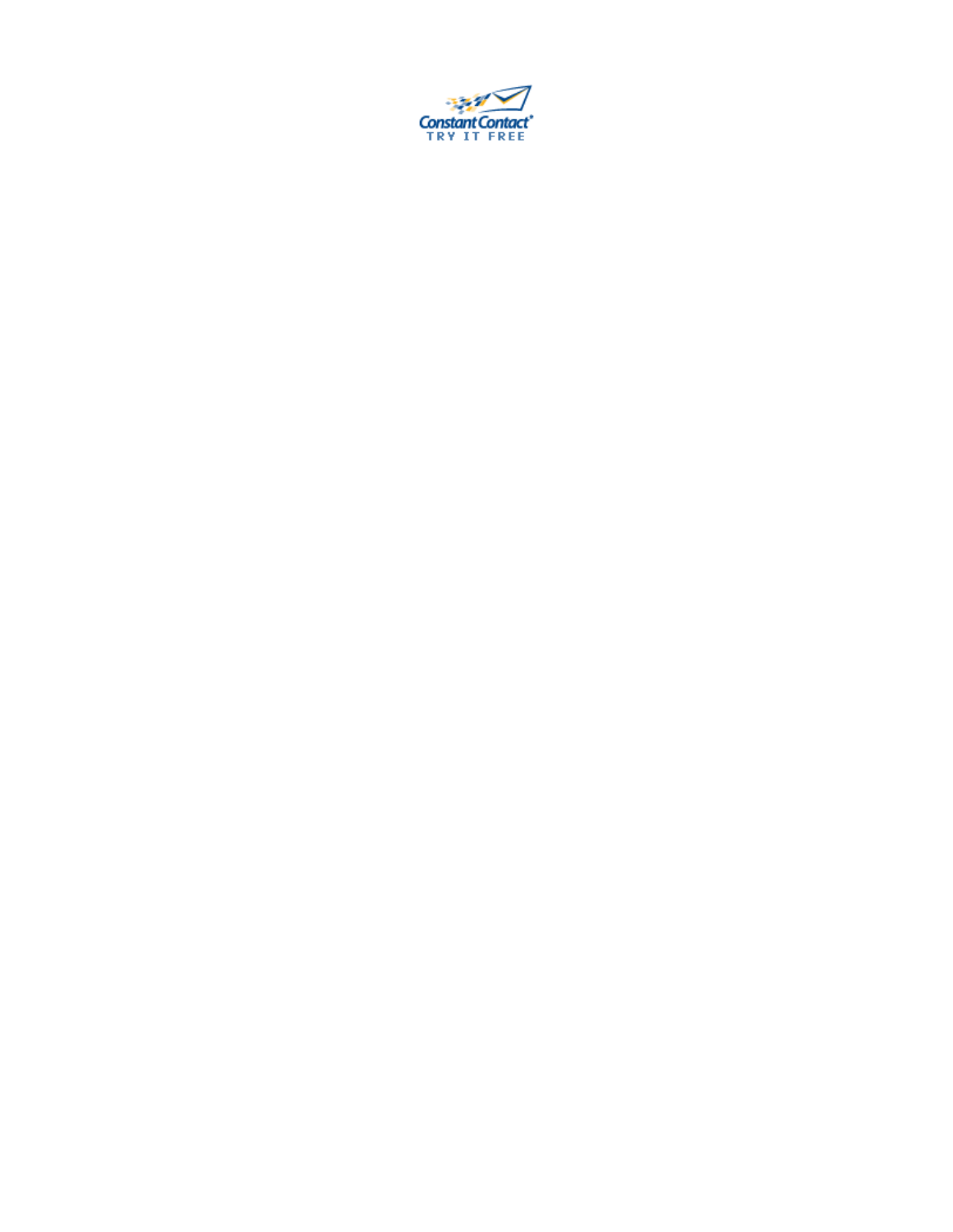Constant Contact®
TRY IT FREE